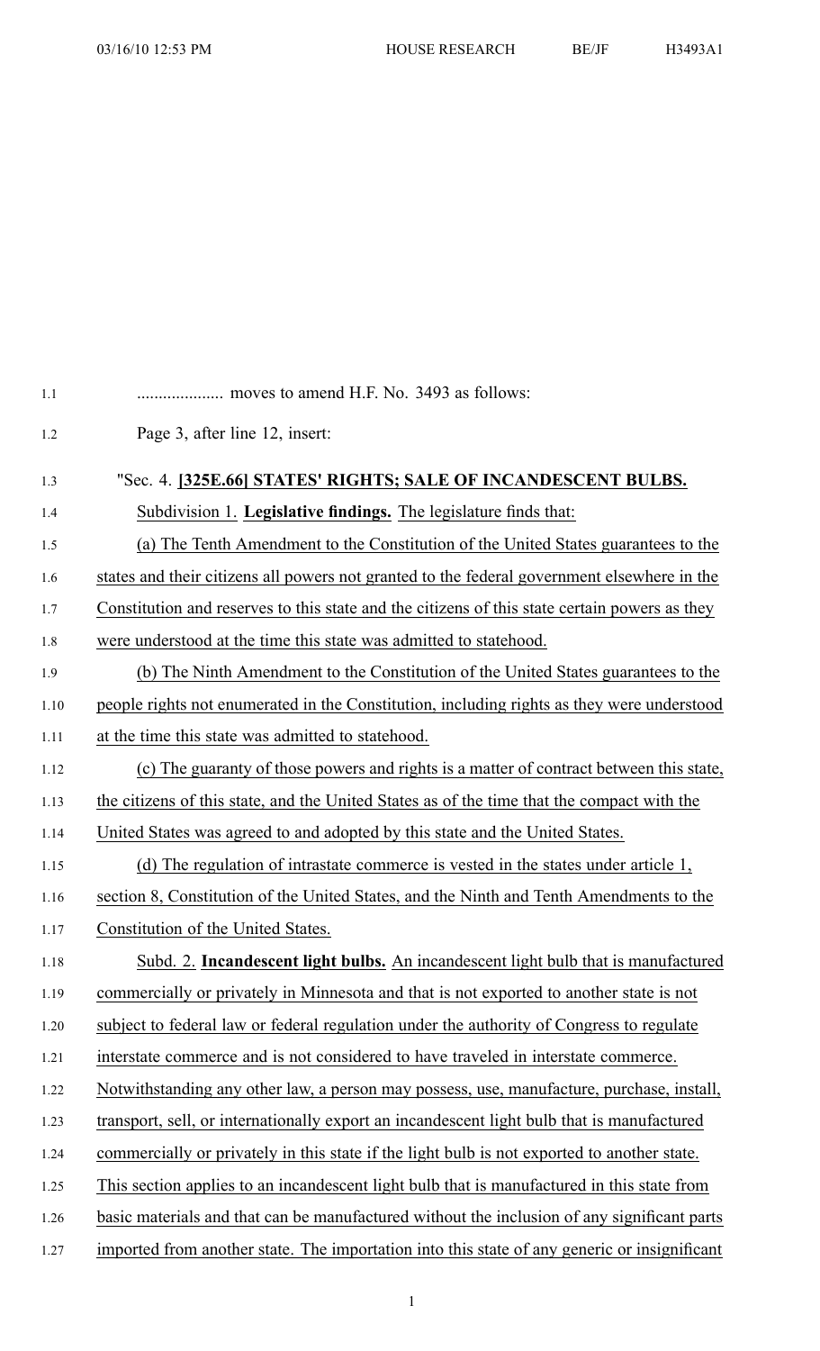.................... moves to amend H.F. No. 3493 as follows:

Page 3, after line 12, insert:

"Sec. 4. **[325E.66] STATES' RIGHTS; SALE OF INCANDESCENT BULBS.**

Subdivision 1. **Legislative findings.** The legislature finds that:

(a) The Tenth Amendment to the Constitution of the United States guarantees to the states and their citizens all powers not granted to the federal government elsewhere in the Constitution and reserves to this state and the citizens of this state certain powers as they were understood at the time this state was admitted to statehood.

(b) The Ninth Amendment to the Constitution of the United States guarantees to the people rights not enumerated in the Constitution, including rights as they were understood at the time this state was admitted to statehood.

(c) The guaranty of those powers and rights is a matter of contract between this state, the citizens of this state, and the United States as of the time that the compact with the United States was agreed to and adopted by this state and the United States.

(d) The regulation of intrastate commerce is vested in the states under article 1, section 8, Constitution of the United States, and the Ninth and Tenth Amendments to the Constitution of the United States.

Subd. 2. **Incandescent light bulbs.** An incandescent light bulb that is manufactured commercially or privately in Minnesota and that is not exported to another state is not subject to federal law or federal regulation under the authority of Congress to regulate interstate commerce and is not considered to have traveled in interstate commerce. Notwithstanding any other law, a person may possess, use, manufacture, purchase, install, transport, sell, or internationally export an incandescent light bulb that is manufactured commercially or privately in this state if the light bulb is not exported to another state. This section applies to an incandescent light bulb that is manufactured in this state from basic materials and that can be manufactured without the inclusion of any significant parts imported from another state. The importation into this state of any generic or insignificant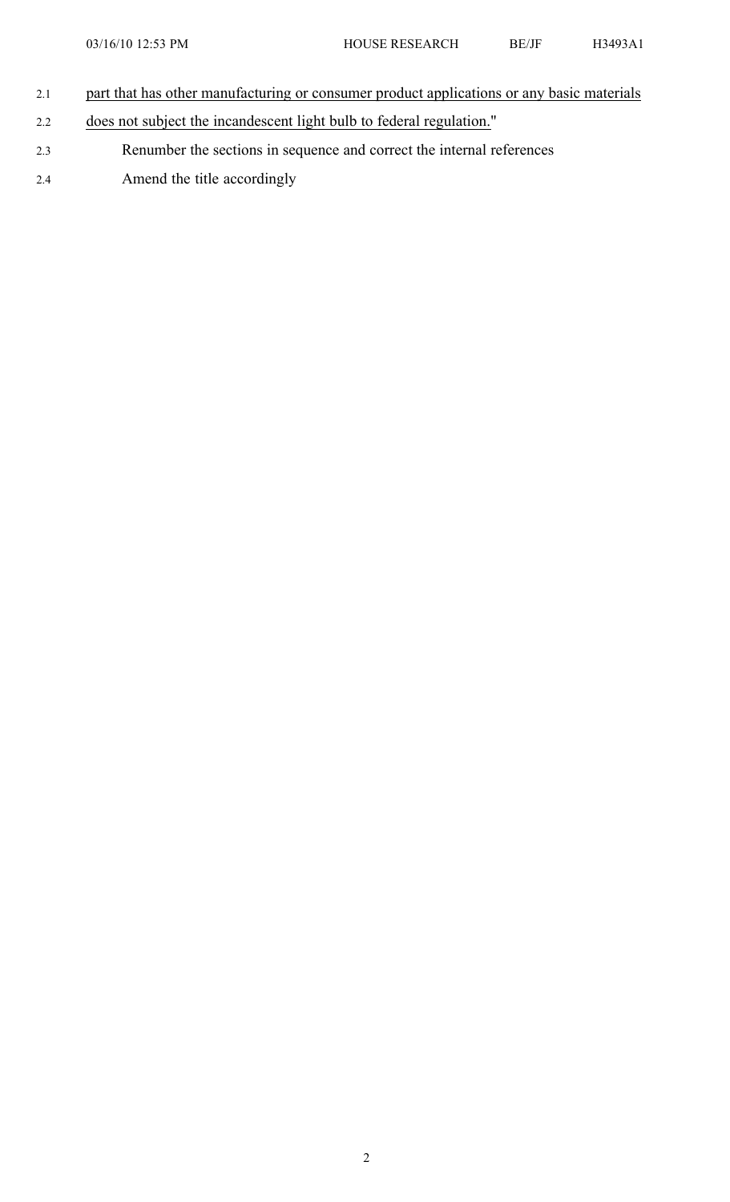2.1 part that has other manufacturing or consumer product applications or any basic materials
2.2 does not subject the incandescent light bulb to federal regulation."
2.3 Renumber the sections in sequence and correct the internal references
2.4 Amend the title accordingly